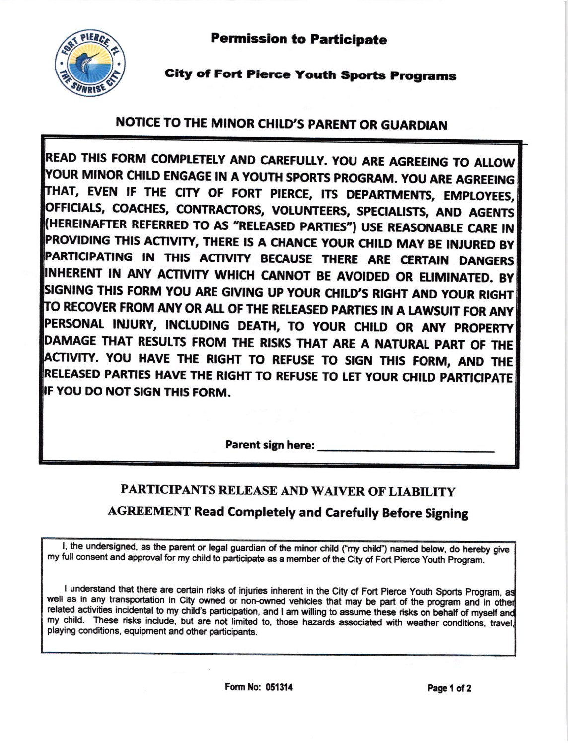# Permission to Participate

## City of Fort Pierce Youth Sports Programs

### NOTICE TO THE MINOR CHILD'S PARENT OR GUARDIAN

**READ THIS FORM COMPLETELY AND CAREFULLY. YOU ARE AGREEING TO ALLOW YOUR MINOR CHILD ENGAGE IN A YOUTH SPORTS PROGRAM. YOU ARE AGREEING THAT, EVEN IF THE CITY OF FORT PIERCE, ITS DEPARTMENTS, EMPLOYEES, OFFICIALS, COACHES, CONTRACTORS, VOLUNTEERS, SPECIALISTS, AND AGENTS (HEREINAFTER REFERRED TO AS "RELEASED PARTIES") USE REASONABLE CARE IN PROVIDING THIS ACTIVITY, THERE IS A CHANCE YOUR CHILD MAY BE INJURED BY PARTICIPATING IN THIS ACTIVITY BECAUSE THERE ARE CERTAIN DANGERS INHERENT IN ANY ACTIVITY WHICH CANNOT BE AVOIDED OR ELIMINATED. BY SIGNING THIS FORM YOU ARE GIVING UP YOUR CHILD'S RIGHT AND YOUR RIGHT TO RECOVER FROM ANY OR ALL OF THE RELEASED PARTIES IN A LAWSUIT FOR ANY PERSONAL INJURY, INCLUDING DEATH, TO YOUR CHILD OR ANY PROPERTY DAMAGE THAT RESULTS FROM THE RISKS THAT ARE A NATURAL PART OF THE ACTIVITY. YOU HAVE THE RIGHT TO REFUSE TO SIGN THIS FORM, AND THE RELEASED PARTIES HAVE THE RIGHT TO REFUSE TO LET YOUR CHILD PARTICIPATE IF YOU DO NOT SIGN THIS FORM.**

**Parent sign here:** ____________________________

### PARTICIPANTS RELEASE AND WAIVER OF LIABILITY AGREEMENT Read Completely and Carefully Before Signing

I, the undersigned, as the parent or legal guardian of the minor child ("my child") named below, do hereby give my full consent and approval for my child to participate as a member of the City of Fort Pierce Youth Program.

I understand that there are certain risks of injuries inherent in the City of Fort Pierce Youth Sports Program, as well as in any transportation in City owned or non-owned vehicles that may be part of the program and in other related activities incidental to my child's participation, and I am willing to assume these risks on behalf of myself and my child. These risks include, but are not limited to, those hazards associated with weather conditions, travel, playing conditions, equipment and other participants.

Form No: 051314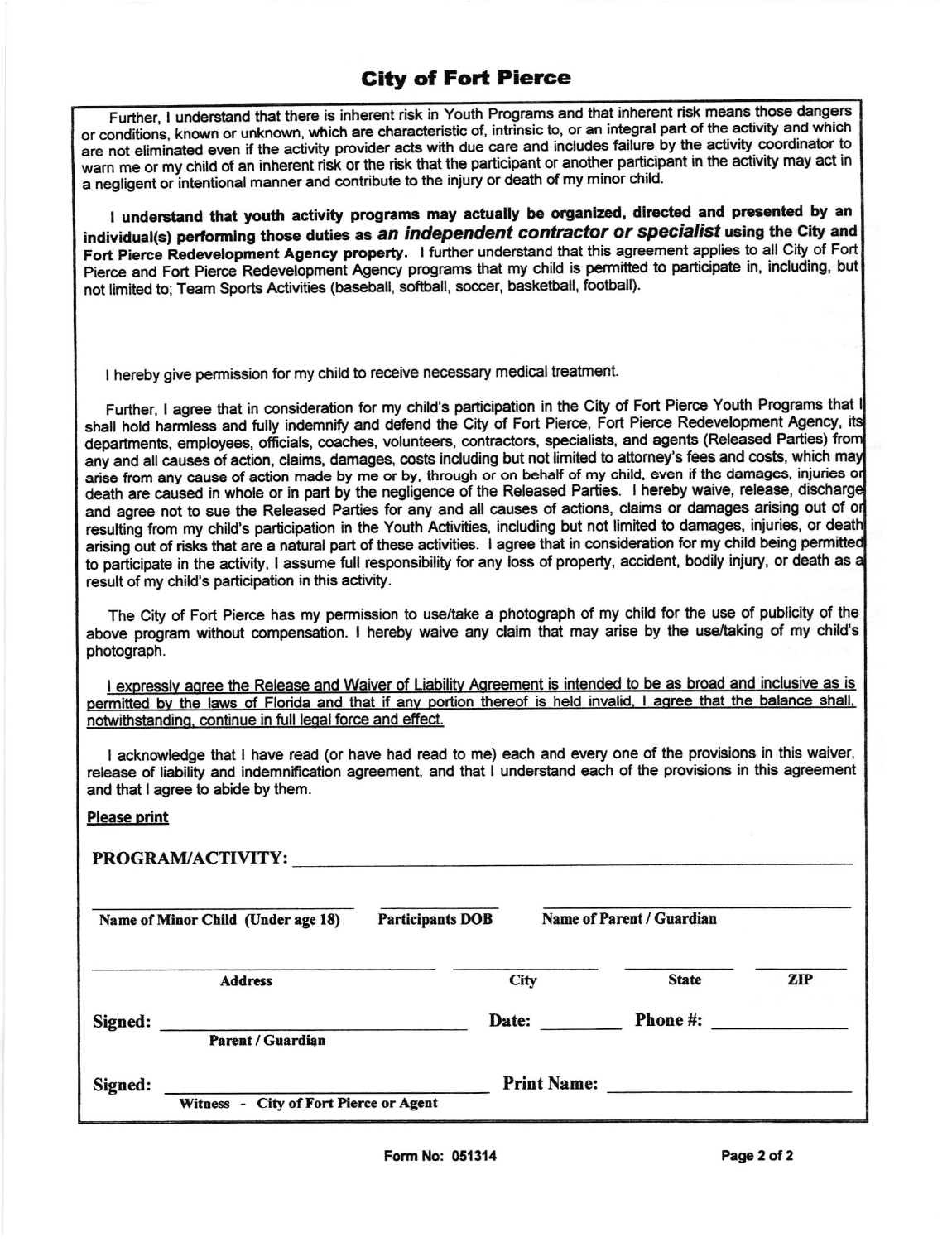# City of Fort Pierce

Further, I understand that there is inherent risk in Youth Programs and that inherent risk means those dangers or conditions, known or unknown, which are characteristic of, intrinsic to, or an integral part of the activity and which are not eliminated even if the activity provider acts with due care and includes failure by the activity coordinator to warn me or my child of an inherent risk or the risk that the participant or another participant in the activity may act in a negligent or intentional manner and contribute to the injury or death of my minor child.

**I understand that youth activity programs may actually be organized, directed and presented by an individual(s) performing those duties as *an independent contractor or specialist* using the City and Fort Pierce Redevelopment Agency property.** I further understand that this agreement applies to all City of Fort Pierce and Fort Pierce Redevelopment Agency programs that my child is permitted to participate in, including, but not limited to; Team Sports Activities (baseball, softball, soccer, basketball, football).

I hereby give permission for my child to receive necessary medical treatment.

Further, I agree that in consideration for my child's participation in the City of Fort Pierce Youth Programs that I shall hold harmless and fully indemnify and defend the City of Fort Pierce, Fort Pierce Redevelopment Agency, its departments, employees, officials, coaches, volunteers, contractors, specialists, and agents (Released Parties) from any and all causes of action, claims, damages, costs including but not limited to attorney's fees and costs, which may arise from any cause of action made by me or by, through or on behalf of my child, even if the damages, injuries or death are caused in whole or in part by the negligence of the Released Parties. I hereby waive, release, discharge and agree not to sue the Released Parties for any and all causes of actions, claims or damages arising out of or resulting from my child's participation in the Youth Activities, including but not limited to damages, injuries, or death arising out of risks that are a natural part of these activities. I agree that in consideration for my child being permitted to participate in the activity, I assume full responsibility for any loss of property, accident, bodily injury, or death as a result of my child's participation in this activity.

The City of Fort Pierce has my permission to use/take a photograph of my child for the use of publicity of the above program without compensation. I hereby waive any claim that may arise by the use/taking of my child's photograph.

<u>I expressly agree the Release and Waiver of Liability Agreement is intended to be as broad and inclusive as is permitted by the laws of Florida and that if any portion thereof is held invalid, I agree that the balance shall, notwithstanding, continue in full legal force and effect.</u>

I acknowledge that I have read (or have had read to me) each and every one of the provisions in this waiver, release of liability and indemnification agreement, and that I understand each of the provisions in this agreement and that I agree to abide by them.

**<u>Please print</u>**

**PROGRAM/ACTIVITY:** ______________________________

______________________ ______________ ______________________

**Name of Minor Child (Under age 18)** **Participants DOB** **Name of Parent / Guardian**

______________________ ______________ ______________ ______________

**Address** **City** **State** **ZIP**

**Signed:** ______________________ **Date:** __________ **Phone #:** ______________

**Parent / Guardian**

**Signed:** ______________________ **Print Name:** ______________________

**Witness - City of Fort Pierce or Agent**

Form No: 051314